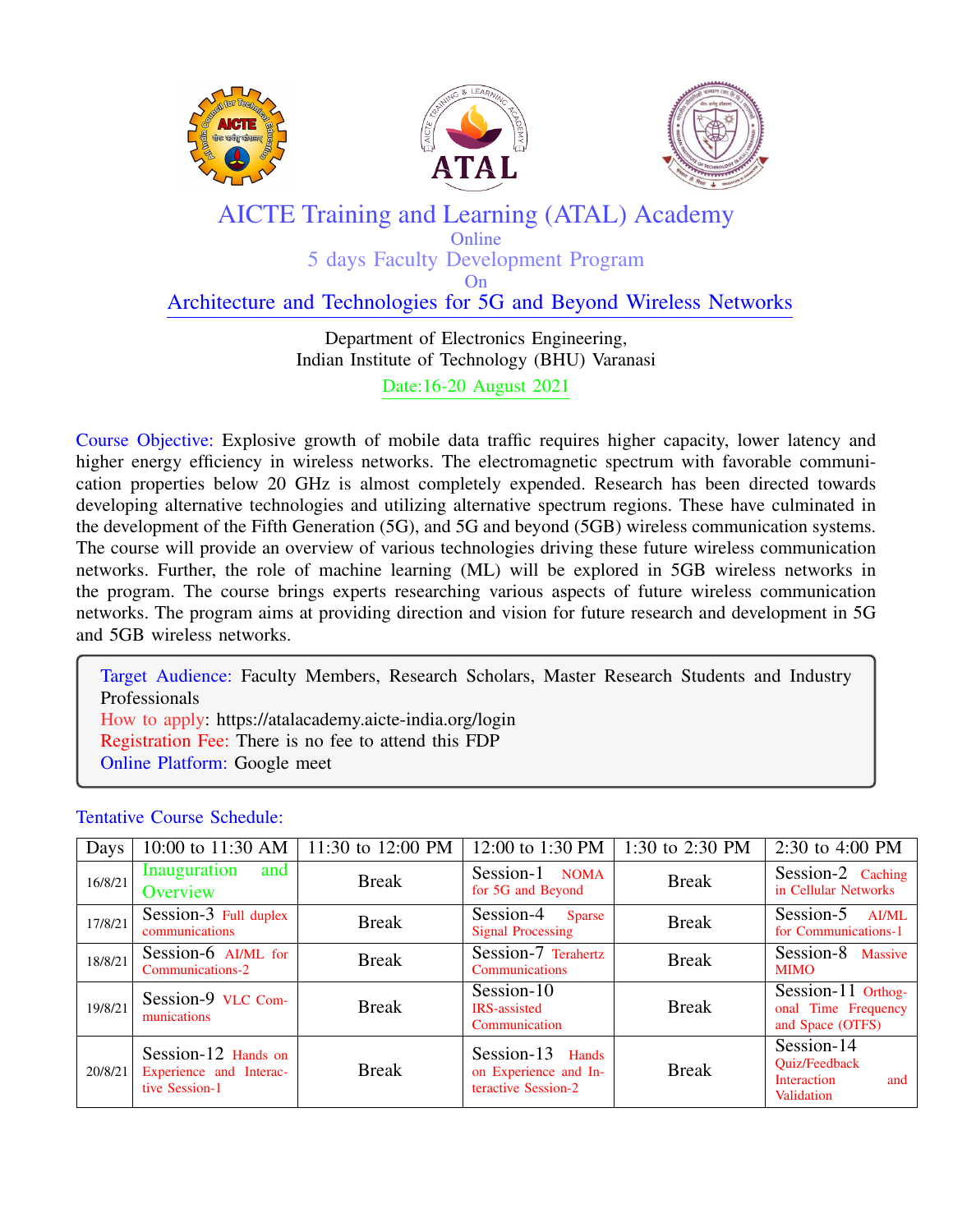# AICTE Training and Learning (ATAL) Academy

Online

## 5 days Faculty Development Program

On

## Architecture and Technologies for 5G and Beyond Wireless Networks

Department of Electronics Engineering,
Indian Institute of Technology (BHU) Varanasi

Date:16-20 August 2021

**Course Objective:** Explosive growth of mobile data traffic requires higher capacity, lower latency and higher energy efficiency in wireless networks. The electromagnetic spectrum with favorable communication properties below 20 GHz is almost completely expended. Research has been directed towards developing alternative technologies and utilizing alternative spectrum regions. These have culminated in the development of the Fifth Generation (5G), and 5G and beyond (5GB) wireless communication systems. The course will provide an overview of various technologies driving these future wireless communication networks. Further, the role of machine learning (ML) will be explored in 5GB wireless networks in the program. The course brings experts researching various aspects of future wireless communication networks. The program aims at providing direction and vision for future research and development in 5G and 5GB wireless networks.

**Target Audience:** Faculty Members, Research Scholars, Master Research Students and Industry Professionals
**How to apply**: https://atalacademy.aicte-india.org/login
**Registration Fee:** There is no fee to attend this FDP
**Online Platform:** Google meet

**Tentative Course Schedule:**

| Days | 10:00 to 11:30 AM | 11:30 to 12:00 PM | 12:00 to 1:30 PM | 1:30 to 2:30 PM | 2:30 to 4:00 PM |
|---|---|---|---|---|---|
| 16/8/21 | Inauguration and Overview | Break | Session-1 NOMA for 5G and Beyond | Break | Session-2 Caching in Cellular Networks |
| 17/8/21 | Session-3 Full duplex communications | Break | Session-4 Sparse Signal Processing | Break | Session-5 AI/ML for Communications-1 |
| 18/8/21 | Session-6 AI/ML for Communications-2 | Break | Session-7 Terahertz Communications | Break | Session-8 Massive MIMO |
| 19/8/21 | Session-9 VLC Communications | Break | Session-10 IRS-assisted Communication | Break | Session-11 Orthogonal Time Frequency and Space (OTFS) |
| 20/8/21 | Session-12 Hands on Experience and Interactive Session-1 | Break | Session-13 Hands on Experience and Interactive Session-2 | Break | Session-14 Quiz/Feedback Interaction and Validation |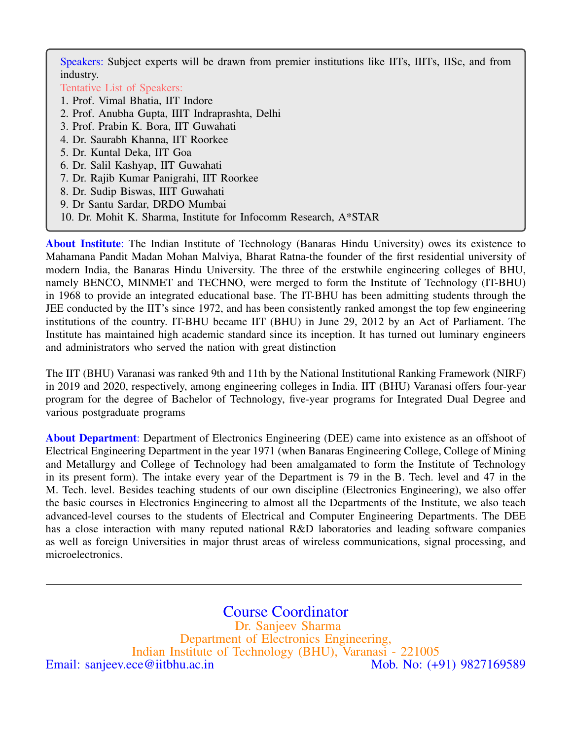**Speakers:** Subject experts will be drawn from premier institutions like IITs, IIITs, IISc, and from industry.

Tentative List of Speakers:

1. Prof. Vimal Bhatia, IIT Indore
2. Prof. Anubha Gupta, IIIT Indraprashta, Delhi
3. Prof. Prabin K. Bora, IIT Guwahati
4. Dr. Saurabh Khanna, IIT Roorkee
5. Dr. Kuntal Deka, IIT Goa
6. Dr. Salil Kashyap, IIT Guwahati
7. Dr. Rajib Kumar Panigrahi, IIT Roorkee
8. Dr. Sudip Biswas, IIIT Guwahati
9. Dr Santu Sardar, DRDO Mumbai
10. Dr. Mohit K. Sharma, Institute for Infocomm Research, A*STAR

**About Institute**: The Indian Institute of Technology (Banaras Hindu University) owes its existence to Mahamana Pandit Madan Mohan Malviya, Bharat Ratna-the founder of the first residential university of modern India, the Banaras Hindu University. The three of the erstwhile engineering colleges of BHU, namely BENCO, MINMET and TECHNO, were merged to form the Institute of Technology (IT-BHU) in 1968 to provide an integrated educational base. The IT-BHU has been admitting students through the JEE conducted by the IIT's since 1972, and has been consistently ranked amongst the top few engineering institutions of the country. IT-BHU became IIT (BHU) in June 29, 2012 by an Act of Parliament. The Institute has maintained high academic standard since its inception. It has turned out luminary engineers and administrators who served the nation with great distinction

The IIT (BHU) Varanasi was ranked 9th and 11th by the National Institutional Ranking Framework (NIRF) in 2019 and 2020, respectively, among engineering colleges in India. IIT (BHU) Varanasi offers four-year program for the degree of Bachelor of Technology, five-year programs for Integrated Dual Degree and various postgraduate programs

**About Department**: Department of Electronics Engineering (DEE) came into existence as an offshoot of Electrical Engineering Department in the year 1971 (when Banaras Engineering College, College of Mining and Metallurgy and College of Technology had been amalgamated to form the Institute of Technology in its present form). The intake every year of the Department is 79 in the B. Tech. level and 47 in the M. Tech. level. Besides teaching students of our own discipline (Electronics Engineering), we also offer the basic courses in Electronics Engineering to almost all the Departments of the Institute, we also teach advanced-level courses to the students of Electrical and Computer Engineering Departments. The DEE has a close interaction with many reputed national R&D laboratories and leading software companies as well as foreign Universities in major thrust areas of wireless communications, signal processing, and microelectronics.

---

## Course Coordinator

Dr. Sanjeev Sharma

Department of Electronics Engineering,

Indian Institute of Technology (BHU), Varanasi - 221005

Email: sanjeev.ece@iitbhu.ac.in

Mob. No: (+91) 9827169589